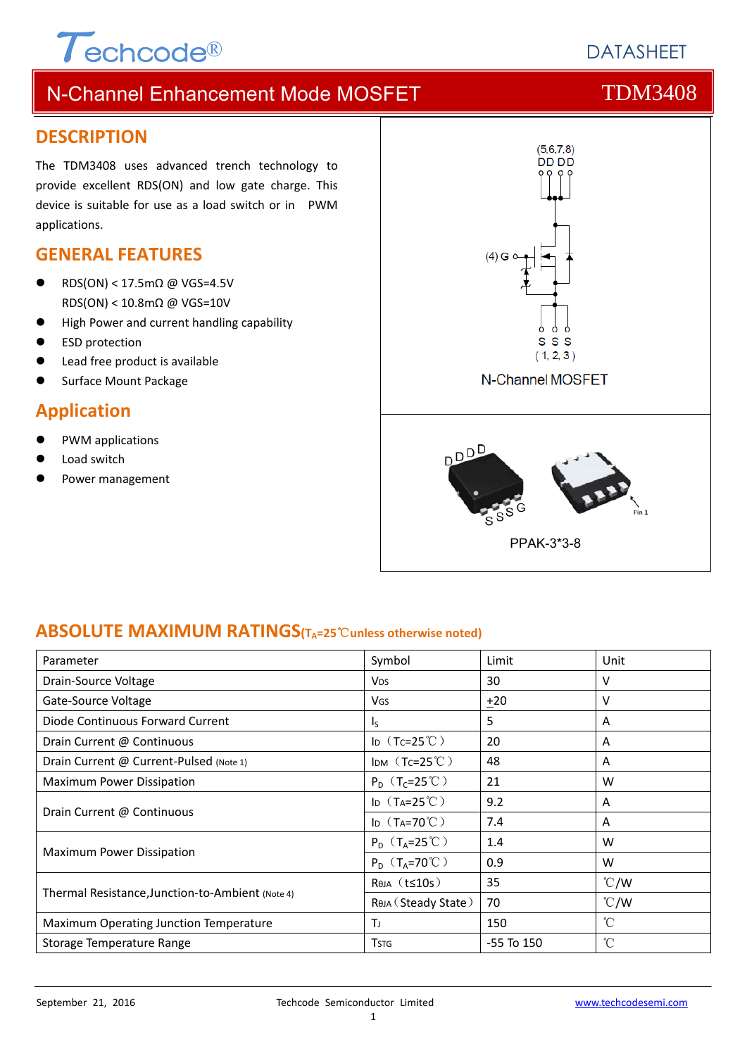Techcode®

DATASHEET

# N-Channel Enhancement Mode MOSFET — TDM3408

## DESCRIPTION

The TDM3408 uses advanced trench technology to provide excellent RDS(ON) and low gate charge. This device is suitable for use as a load switch or in PWM applications.

## GENERAL FEATURES

- RDS(ON) < 17.5mΩ @ VGS=4.5V
  RDS(ON) < 10.8mΩ @ VGS=10V
- High Power and current handling capability
- ESD protection
- Lead free product is available
- Surface Mount Package

## Application

- PWM applications
- Load switch
- Power management

(5,6,7,8) DD DD

(4) G

S S S (1, 2, 3)

N-Channel MOSFET

D D D D

S S S G

Pin 1

PPAK-3*3-8

## ABSOLUTE MAXIMUM RATINGS($T_A$=25℃unless otherwise noted)

| Parameter | Symbol | Limit | Unit |
|---|---|---|---|
| Drain-Source Voltage | $V_{DS}$ | 30 | V |
| Gate-Source Voltage | $V_{GS}$ | ±20 | V |
| Diode Continuous Forward Current | $I_S$ | 5 | A |
| Drain Current @ Continuous | $I_D$（$T_C$=25℃） | 20 | A |
| Drain Current @ Current-Pulsed (Note 1) | $I_{DM}$（$T_C$=25℃） | 48 | A |
| Maximum Power Dissipation | $P_D$（$T_C$=25℃） | 21 | W |
| Drain Current @ Continuous | $I_D$（$T_A$=25℃） | 9.2 | A |
| | $I_D$（$T_A$=70℃） | 7.4 | A |
| Maximum Power Dissipation | $P_D$（$T_A$=25℃） | 1.4 | W |
| | $P_D$（$T_A$=70℃） | 0.9 | W |
| Thermal Resistance,Junction-to-Ambient (Note 4) | $R_{θJA}$（t≤10s） | 35 | ℃/W |
| | $R_{θJA}$（Steady State） | 70 | ℃/W |
| Maximum Operating Junction Temperature | $T_J$ | 150 | ℃ |
| Storage Temperature Range | $T_{STG}$ | -55 To 150 | ℃ |

September 21, 2016 — Techcode Semiconductor Limited — www.techcodesemi.com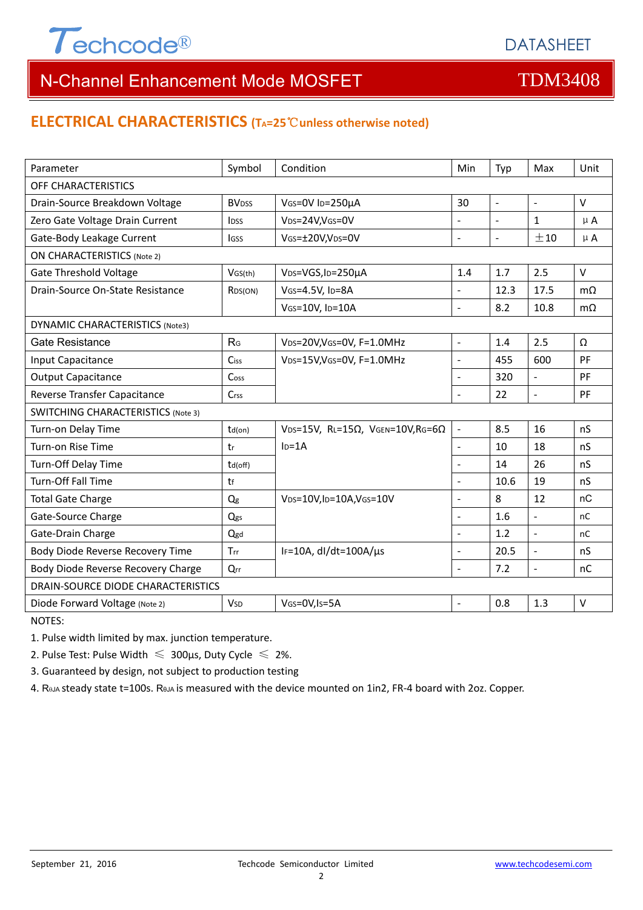## ELECTRICAL CHARACTERISTICS ($T_A$=25℃unless otherwise noted)

| Parameter | Symbol | Condition | Min | Typ | Max | Unit |
|---|---|---|---|---|---|---|
| OFF CHARACTERISTICS | | | | | | |
| Drain-Source Breakdown Voltage | $BV_{DSS}$ | $V_{GS}$=0V $I_D$=250µA | 30 | - | - | V |
| Zero Gate Voltage Drain Current | $I_{DSS}$ | $V_{DS}$=24V,$V_{GS}$=0V | - | - | 1 | µA |
| Gate-Body Leakage Current | $I_{GSS}$ | $V_{GS}$=±20V,$V_{DS}$=0V | - | - | ±10 | µA |
| ON CHARACTERISTICS (Note 2) | | | | | | |
| Gate Threshold Voltage | $V_{GS(th)}$ | $V_{DS}$=VGS,$I_D$=250µA | 1.4 | 1.7 | 2.5 | V |
| Drain-Source On-State Resistance | $R_{DS(ON)}$ | $V_{GS}$=4.5V, $I_D$=8A | - | 12.3 | 17.5 | mΩ |
| | | $V_{GS}$=10V, $I_D$=10A | - | 8.2 | 10.8 | mΩ |
| DYNAMIC CHARACTERISTICS (Note3) | | | | | | |
| Gate Resistance | $R_G$ | $V_{DS}$=20V,$V_{GS}$=0V, F=1.0MHz | - | 1.4 | 2.5 | Ω |
| Input Capacitance | $C_{iss}$ | $V_{DS}$=15V,$V_{GS}$=0V, F=1.0MHz | - | 455 | 600 | PF |
| Output Capacitance | $C_{oss}$ | | - | 320 | - | PF |
| Reverse Transfer Capacitance | $C_{rss}$ | | - | 22 | - | PF |
| SWITCHING CHARACTERISTICS (Note 3) | | | | | | |
| Turn-on Delay Time | $t_{d(on)}$ | $V_{DS}$=15V, $R_L$=15Ω, $V_{GEN}$=10V,$R_G$=6Ω $I_D$=1A | - | 8.5 | 16 | nS |
| Turn-on Rise Time | $t_r$ | | - | 10 | 18 | nS |
| Turn-Off Delay Time | $t_{d(off)}$ | | - | 14 | 26 | nS |
| Turn-Off Fall Time | $t_f$ | | - | 10.6 | 19 | nS |
| Total Gate Charge | $Q_g$ | $V_{DS}$=10V,$I_D$=10A,$V_{GS}$=10V | - | 8 | 12 | nC |
| Gate-Source Charge | $Q_{gs}$ | | - | 1.6 | - | nC |
| Gate-Drain Charge | $Q_{gd}$ | | - | 1.2 | - | nC |
| Body Diode Reverse Recovery Time | $T_{rr}$ | $I_F$=10A, dI/dt=100A/µs | - | 20.5 | - | nS |
| Body Diode Reverse Recovery Charge | $Q_{rr}$ | | - | 7.2 | - | nC |
| DRAIN-SOURCE DIODE CHARACTERISTICS | | | | | | |
| Diode Forward Voltage (Note 2) | $V_{SD}$ | $V_{GS}$=0V,$I_S$=5A | - | 0.8 | 1.3 | V |

NOTES:

1. Pulse width limited by max. junction temperature.
2. Pulse Test: Pulse Width ≤ 300µs, Duty Cycle ≤ 2%.
3. Guaranteed by design, not subject to production testing
4. $R_{\theta JA}$ steady state t=100s. $R_{\theta JA}$ is measured with the device mounted on 1in2, FR-4 board with 2oz. Copper.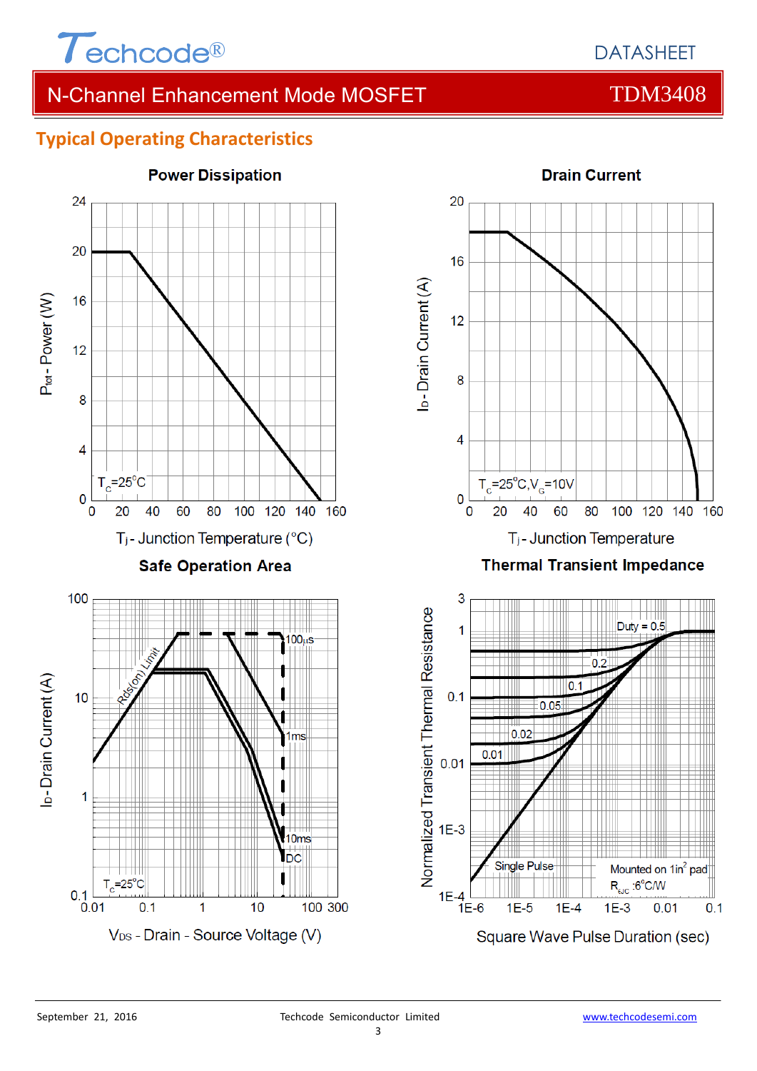## Typical Operating Characteristics

### Power Discipation

$P_{tot}$ - Power (W)

$T_C$=25°C

$T_j$ - Junction Temperature (°C)

### Drain Current

$I_D$ - Drain Current (A)

$T_C$=25°C, $V_G$=10V

$T_j$ - Junction Temperature

### Safe Operation Area

$I_D$ - Drain Current (A)

Rds(on) Limit

100μs

1ms

10ms

DC

$T_C$=25°C

$V_{DS}$ - Drain - Source Voltage (V)

### Thermal Transient Impedance

Normalized Transient Thermal Resistance

Duty = 0.5

0.2

0.1

0.05

0.02

0.01

Single Pulse

Mounted on 1in² pad

$R_{θJC}$ :6°C/W

Square Wave Pulse Duration (sec)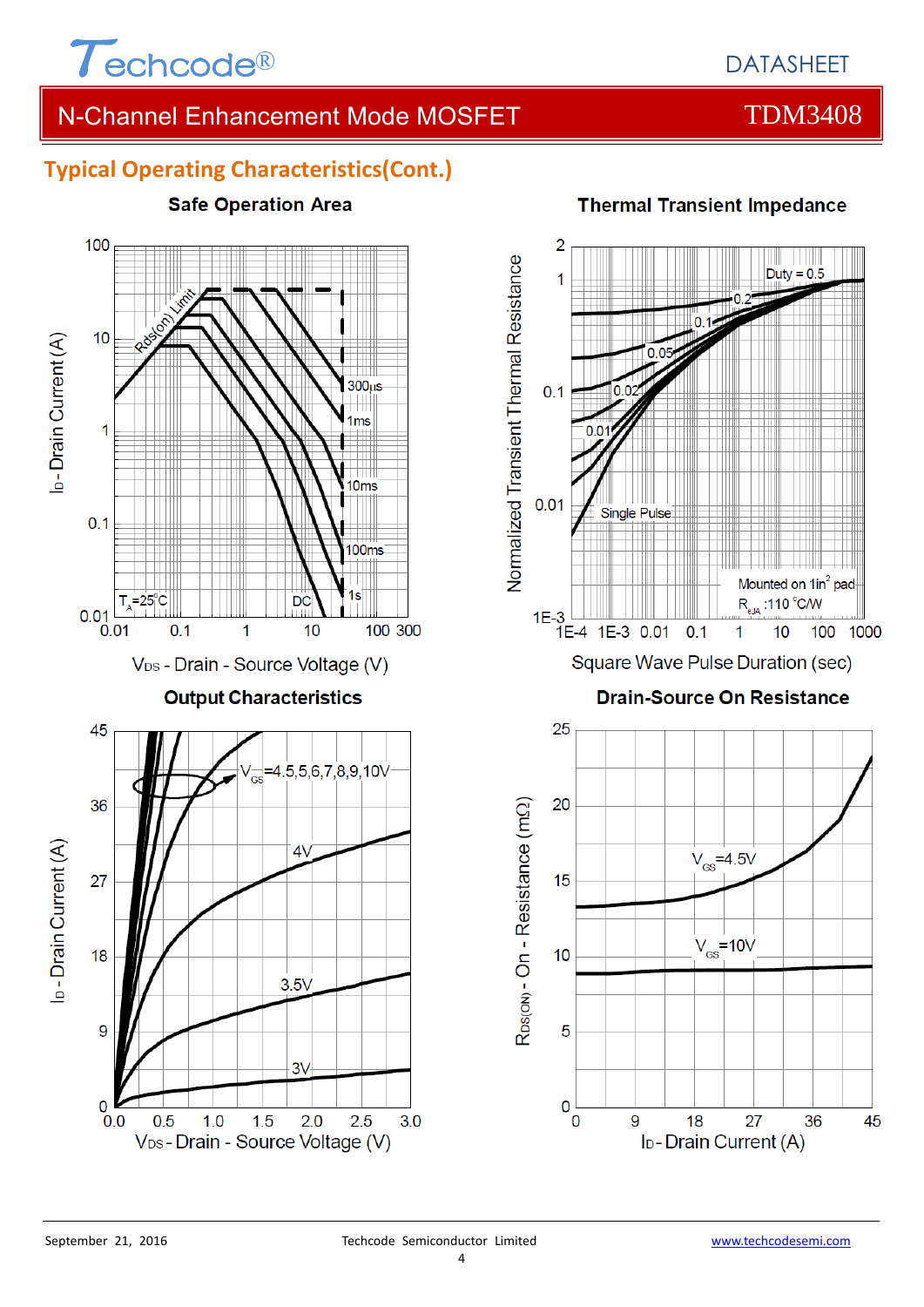## Typical Operating Characteristics(Cont.)

**Safe Operation Area**

$I_D$ - Drain Current (A)

$V_{DS}$ - Drain - Source Voltage (V)

Rds(on) Limit; 300μs; 1ms; 10ms; 100ms; 1s; DC; $T_A$=25°C

**Thermal Transient Impedance**

Normalized Transient Thermal Resistance

Square Wave Pulse Duration (sec)

Duty = 0.5; 0.2; 0.1; 0.05; 0.02; 0.01; Single Pulse

Mounted on 1in$^2$ pad
$R_{\theta JA}$ :110 °C/W

**Output Characteristics**

$I_D$ - Drain Current (A)

$V_{DS}$ - Drain - Source Voltage (V)

$V_{GS}$=4.5,5,6,7,8,9,10V; 4V; 3.5V; 3V

**Drain-Source On Resistance**

$R_{DS(ON)}$ - On - Resistance (mΩ)

$I_D$ - Drain Current (A)

$V_{GS}$=4.5V; $V_{GS}$=10V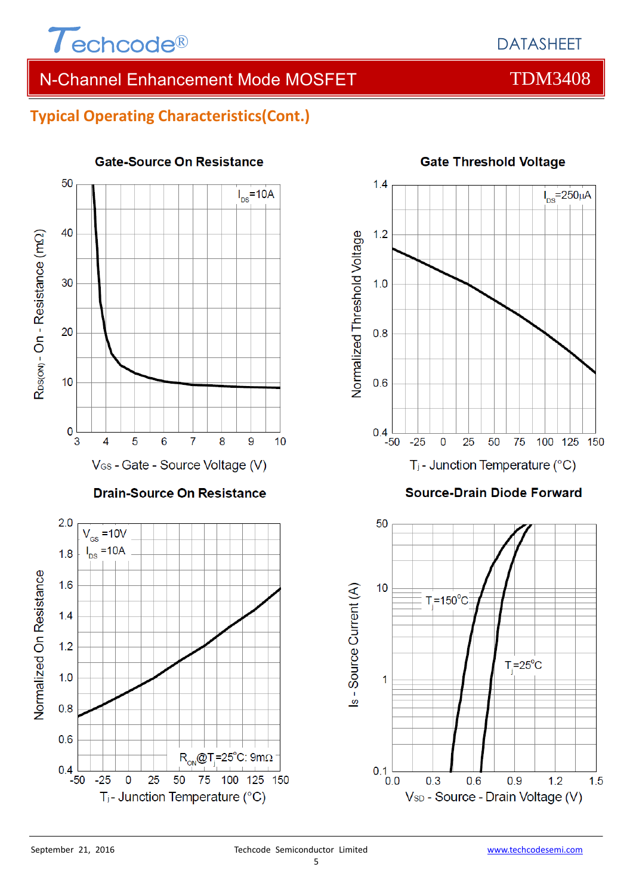## Typical Operating Characteristics(Cont.)

**Gate-Source On Resistance**

$I_{DS}$=10A

$R_{DS(ON)}$ - On - Resistance (mΩ)

$V_{GS}$ - Gate - Source Voltage (V)

**Gate Threshold Voltage**

$I_{DS}$=250μA

Normalized Threshold Voltage

$T_j$ - Junction Temperature (°C)

**Drain-Source On Resistance**

$V_{GS}$ =10V
$I_{DS}$ =10A

$R_{ON}$@$T_j$=25°C: 9mΩ

Normalized On Resistance

$T_j$ - Junction Temperature (°C)

**Source-Drain Diode Forward**

$T_j$=150°C

$T_j$=25°C

$I_S$ - Source Current (A)

$V_{SD}$ - Source - Drain Voltage (V)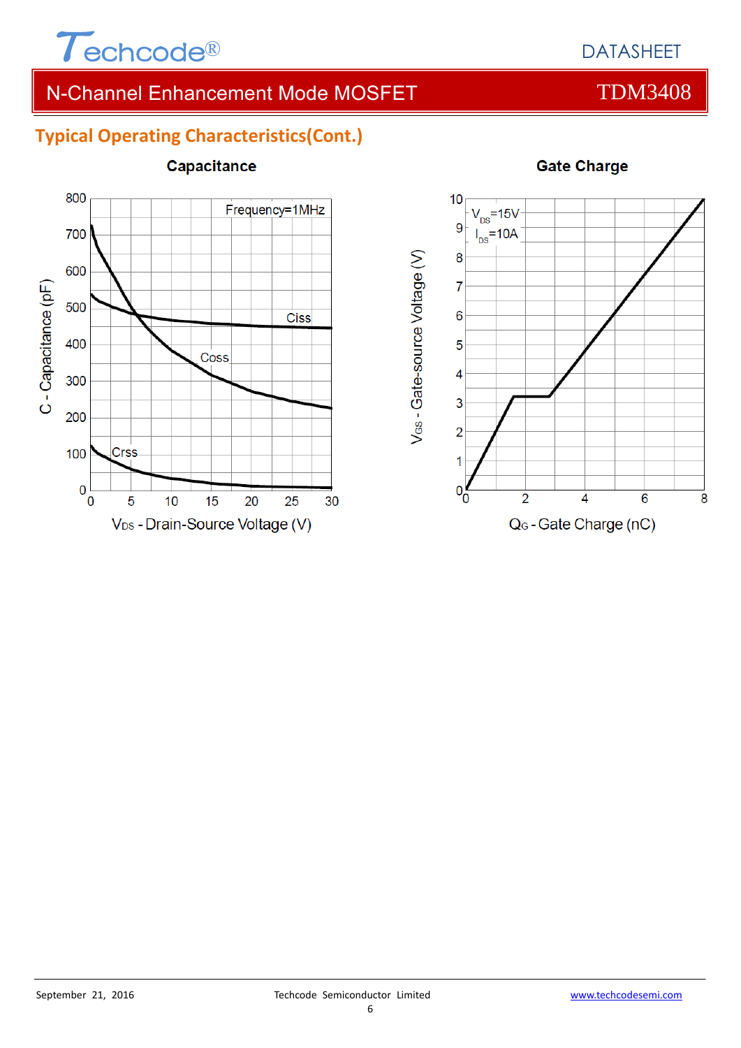## Typical Operating Characteristics(Cont.)

**Capacitance**

Frequency=1MHz

Ciss

Coss

Crss

C - Capacitance (pF)

$V_{DS}$ - Drain-Source Voltage (V)

**Gate Charge**

$V_{DS}$=15V

$I_{DS}$=10A

$V_{GS}$ - Gate-source Voltage (V)

$Q_G$ - Gate Charge (nC)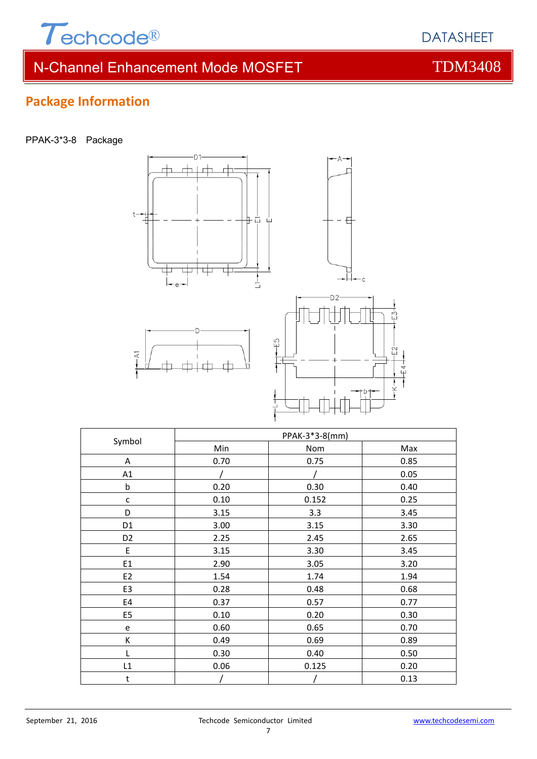## Package Information

PPAK-3*3-8 Package

| Symbol | PPAK-3*3-8(mm) | | |
|---|---|---|---|
| | Min | Nom | Max |
| A | 0.70 | 0.75 | 0.85 |
| A1 | / | / | 0.05 |
| b | 0.20 | 0.30 | 0.40 |
| c | 0.10 | 0.152 | 0.25 |
| D | 3.15 | 3.3 | 3.45 |
| D1 | 3.00 | 3.15 | 3.30 |
| D2 | 2.25 | 2.45 | 2.65 |
| E | 3.15 | 3.30 | 3.45 |
| E1 | 2.90 | 3.05 | 3.20 |
| E2 | 1.54 | 1.74 | 1.94 |
| E3 | 0.28 | 0.48 | 0.68 |
| E4 | 0.37 | 0.57 | 0.77 |
| E5 | 0.10 | 0.20 | 0.30 |
| e | 0.60 | 0.65 | 0.70 |
| K | 0.49 | 0.69 | 0.89 |
| L | 0.30 | 0.40 | 0.50 |
| L1 | 0.06 | 0.125 | 0.20 |
| t | / | / | 0.13 |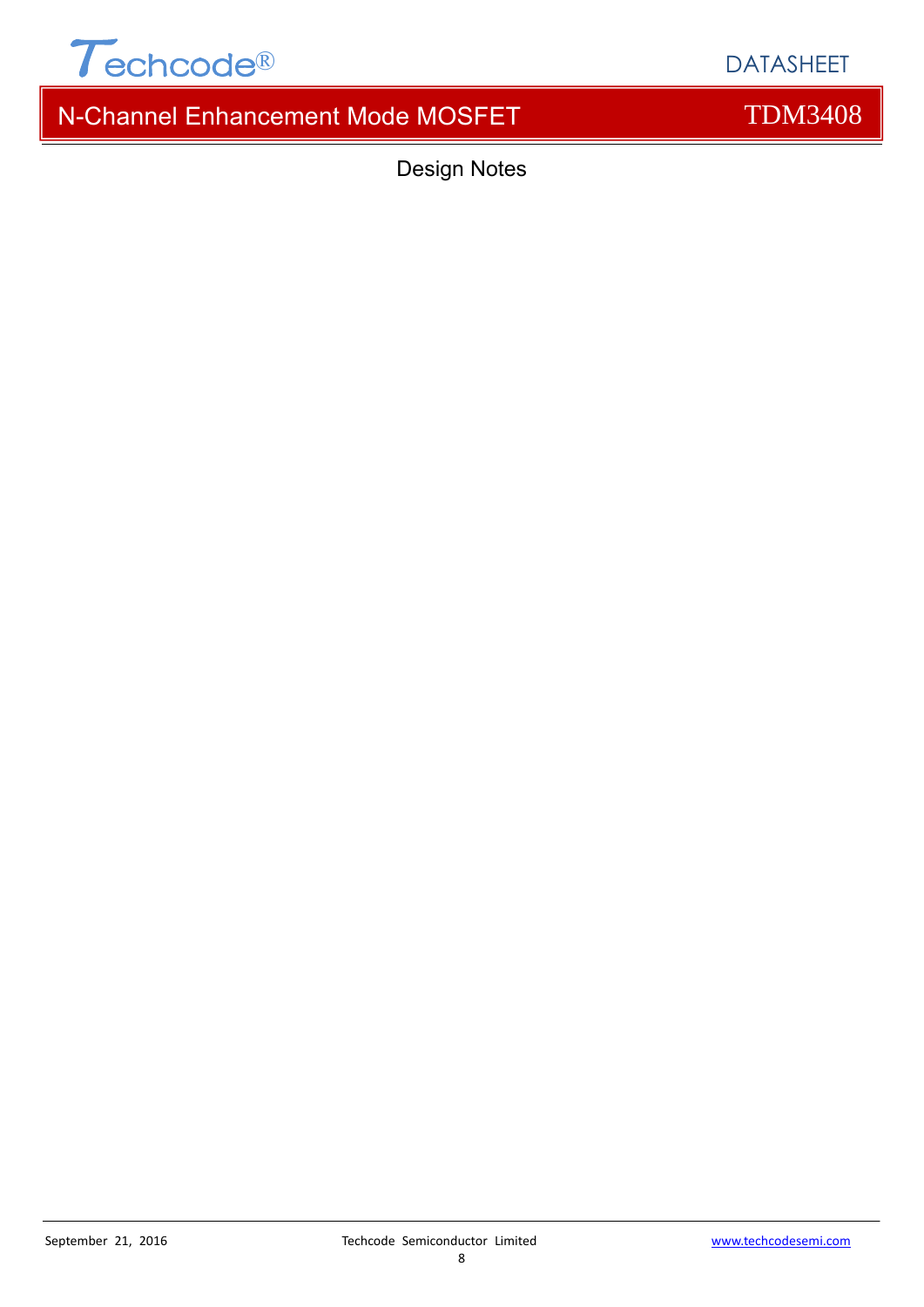## Design Notes